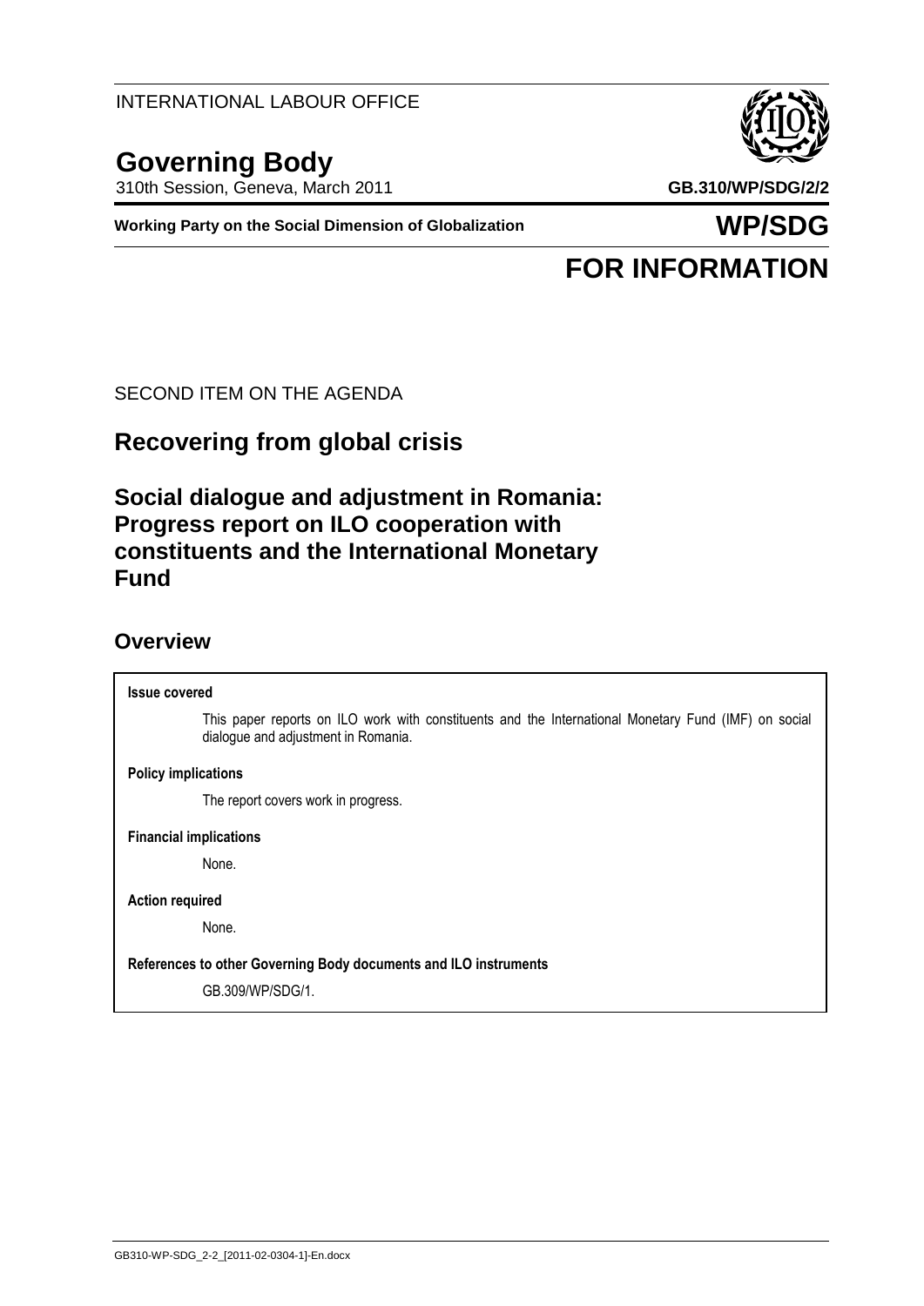INTERNATIONAL LABOUR OFFICE

# Governing Body

310th Session, Geneva, March 2011 **GB.310/WP/SDG/2/2**

**Working Party on the Social Dimension of Globalization** **WP/SDG**

**FOR INFORMATION**

SECOND ITEM ON THE AGENDA

## Recovering from global crisis

## Social dialogue and adjustment in Romania: Progress report on ILO cooperation with constituents and the International Monetary Fund

## Overview

**Issue covered**

This paper reports on ILO work with constituents and the International Monetary Fund (IMF) on social dialogue and adjustment in Romania.

**Policy implications**

The report covers work in progress.

**Financial implications**

None.

**Action required**

None.

**References to other Governing Body documents and ILO instruments**

GB.309/WP/SDG/1.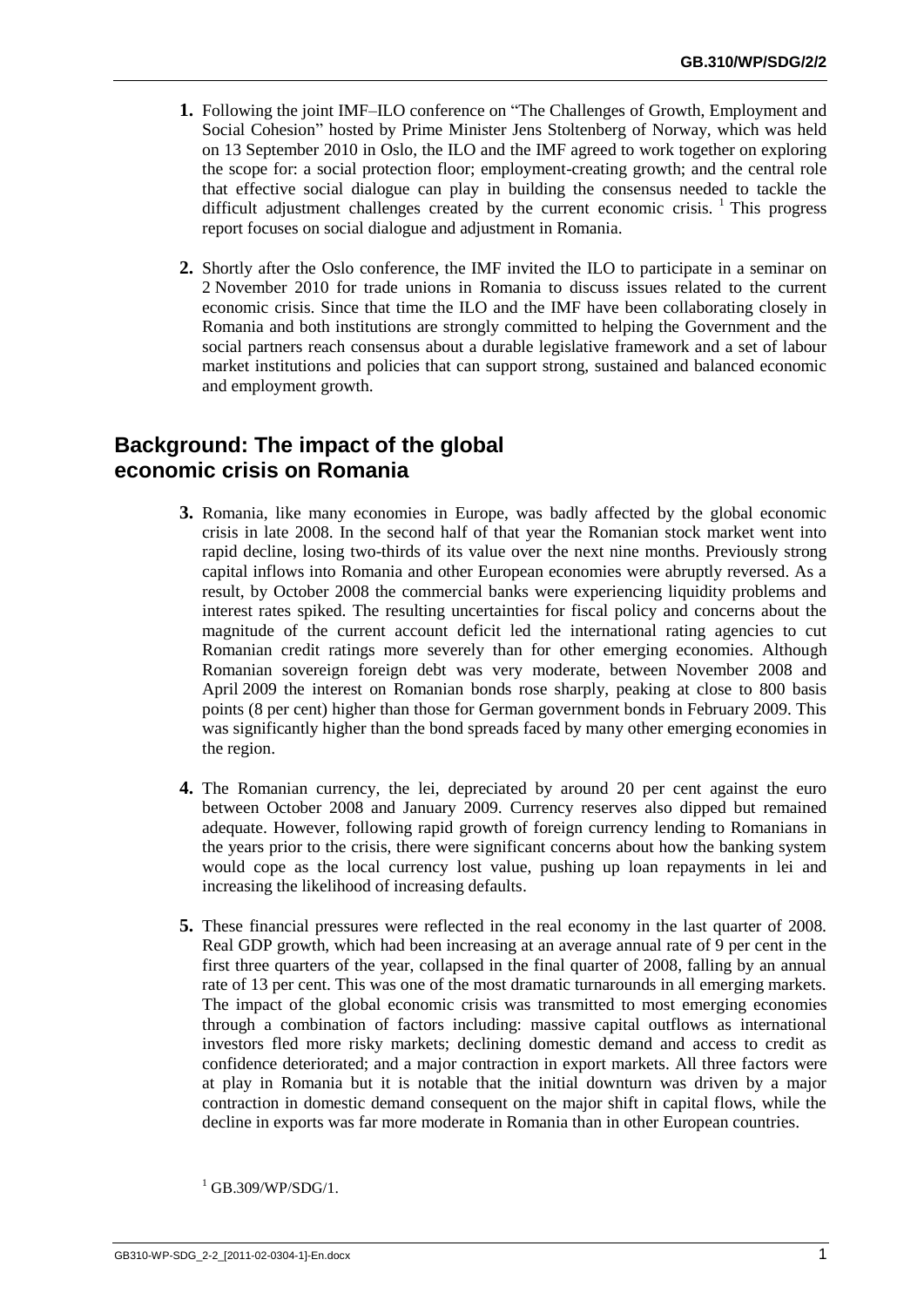**1.** Following the joint IMF–ILO conference on "The Challenges of Growth, Employment and Social Cohesion" hosted by Prime Minister Jens Stoltenberg of Norway, which was held on 13 September 2010 in Oslo, the ILO and the IMF agreed to work together on exploring the scope for: a social protection floor; employment-creating growth; and the central role that effective social dialogue can play in building the consensus needed to tackle the difficult adjustment challenges created by the current economic crisis. [1] This progress report focuses on social dialogue and adjustment in Romania.

**2.** Shortly after the Oslo conference, the IMF invited the ILO to participate in a seminar on 2 November 2010 for trade unions in Romania to discuss issues related to the current economic crisis. Since that time the ILO and the IMF have been collaborating closely in Romania and both institutions are strongly committed to helping the Government and the social partners reach consensus about a durable legislative framework and a set of labour market institutions and policies that can support strong, sustained and balanced economic and employment growth.

## Background: The impact of the global economic crisis on Romania

**3.** Romania, like many economies in Europe, was badly affected by the global economic crisis in late 2008. In the second half of that year the Romanian stock market went into rapid decline, losing two-thirds of its value over the next nine months. Previously strong capital inflows into Romania and other European economies were abruptly reversed. As a result, by October 2008 the commercial banks were experiencing liquidity problems and interest rates spiked. The resulting uncertainties for fiscal policy and concerns about the magnitude of the current account deficit led the international rating agencies to cut Romanian credit ratings more severely than for other emerging economies. Although Romanian sovereign foreign debt was very moderate, between November 2008 and April 2009 the interest on Romanian bonds rose sharply, peaking at close to 800 basis points (8 per cent) higher than those for German government bonds in February 2009. This was significantly higher than the bond spreads faced by many other emerging economies in the region.

**4.** The Romanian currency, the lei, depreciated by around 20 per cent against the euro between October 2008 and January 2009. Currency reserves also dipped but remained adequate. However, following rapid growth of foreign currency lending to Romanians in the years prior to the crisis, there were significant concerns about how the banking system would cope as the local currency lost value, pushing up loan repayments in lei and increasing the likelihood of increasing defaults.

**5.** These financial pressures were reflected in the real economy in the last quarter of 2008. Real GDP growth, which had been increasing at an average annual rate of 9 per cent in the first three quarters of the year, collapsed in the final quarter of 2008, falling by an annual rate of 13 per cent. This was one of the most dramatic turnarounds in all emerging markets. The impact of the global economic crisis was transmitted to most emerging economies through a combination of factors including: massive capital outflows as international investors fled more risky markets; declining domestic demand and access to credit as confidence deteriorated; and a major contraction in export markets. All three factors were at play in Romania but it is notable that the initial downturn was driven by a major contraction in domestic demand consequent on the major shift in capital flows, while the decline in exports was far more moderate in Romania than in other European countries.

[1] GB.309/WP/SDG/1.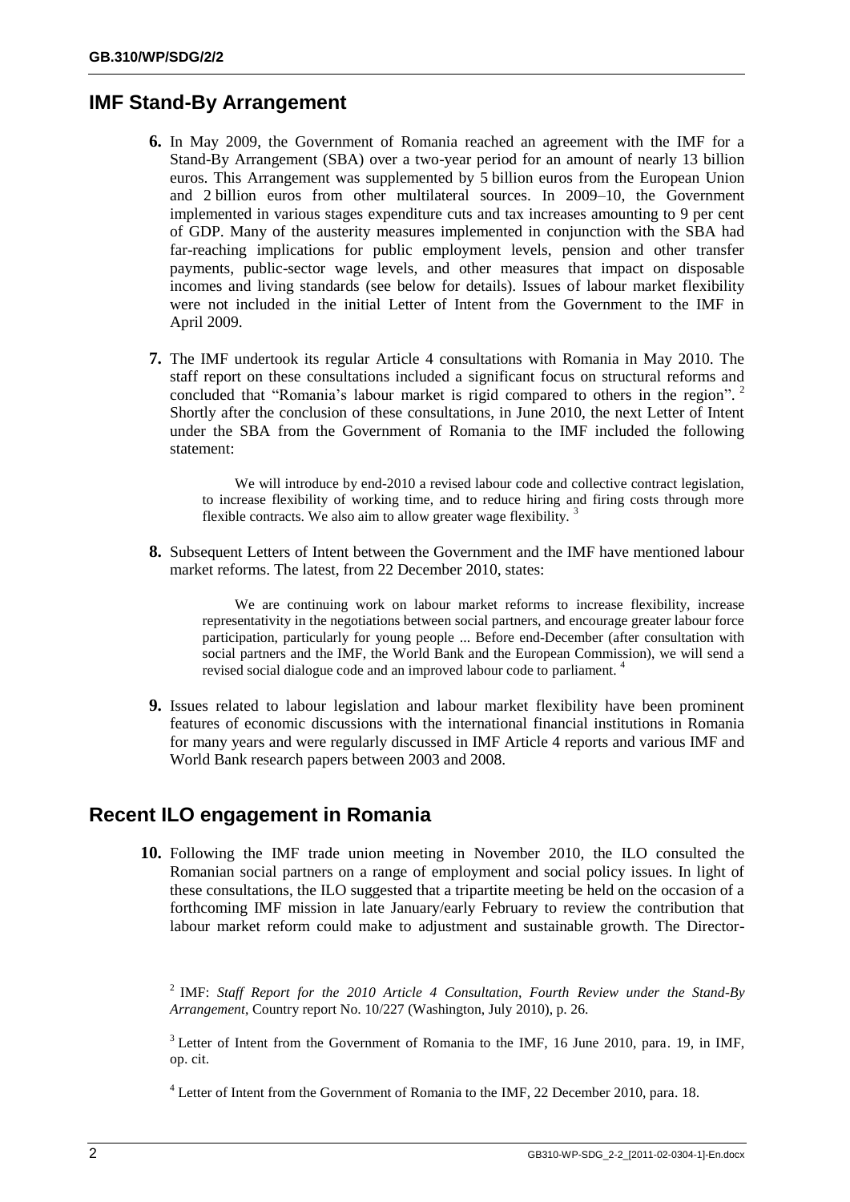## IMF Stand-By Arrangement

**6.** In May 2009, the Government of Romania reached an agreement with the IMF for a Stand-By Arrangement (SBA) over a two-year period for an amount of nearly 13 billion euros. This Arrangement was supplemented by 5 billion euros from the European Union and 2 billion euros from other multilateral sources. In 2009–10, the Government implemented in various stages expenditure cuts and tax increases amounting to 9 per cent of GDP. Many of the austerity measures implemented in conjunction with the SBA had far-reaching implications for public employment levels, pension and other transfer payments, public-sector wage levels, and other measures that impact on disposable incomes and living standards (see below for details). Issues of labour market flexibility were not included in the initial Letter of Intent from the Government to the IMF in April 2009.

**7.** The IMF undertook its regular Article 4 consultations with Romania in May 2010. The staff report on these consultations included a significant focus on structural reforms and concluded that "Romania's labour market is rigid compared to others in the region". [2] Shortly after the conclusion of these consultations, in June 2010, the next Letter of Intent under the SBA from the Government of Romania to the IMF included the following statement:

> We will introduce by end-2010 a revised labour code and collective contract legislation, to increase flexibility of working time, and to reduce hiring and firing costs through more flexible contracts. We also aim to allow greater wage flexibility. [3]

**8.** Subsequent Letters of Intent between the Government and the IMF have mentioned labour market reforms. The latest, from 22 December 2010, states:

> We are continuing work on labour market reforms to increase flexibility, increase representativity in the negotiations between social partners, and encourage greater labour force participation, particularly for young people ... Before end-December (after consultation with social partners and the IMF, the World Bank and the European Commission), we will send a revised social dialogue code and an improved labour code to parliament. [4]

**9.** Issues related to labour legislation and labour market flexibility have been prominent features of economic discussions with the international financial institutions in Romania for many years and were regularly discussed in IMF Article 4 reports and various IMF and World Bank research papers between 2003 and 2008.

## Recent ILO engagement in Romania

**10.** Following the IMF trade union meeting in November 2010, the ILO consulted the Romanian social partners on a range of employment and social policy issues. In light of these consultations, the ILO suggested that a tripartite meeting be held on the occasion of a forthcoming IMF mission in late January/early February to review the contribution that labour market reform could make to adjustment and sustainable growth. The Director-

---

[2] IMF: *Staff Report for the 2010 Article 4 Consultation, Fourth Review under the Stand-By Arrangement*, Country report No. 10/227 (Washington, July 2010), p. 26.

[3] Letter of Intent from the Government of Romania to the IMF, 16 June 2010, para. 19, in IMF, op. cit.

[4] Letter of Intent from the Government of Romania to the IMF, 22 December 2010, para. 18.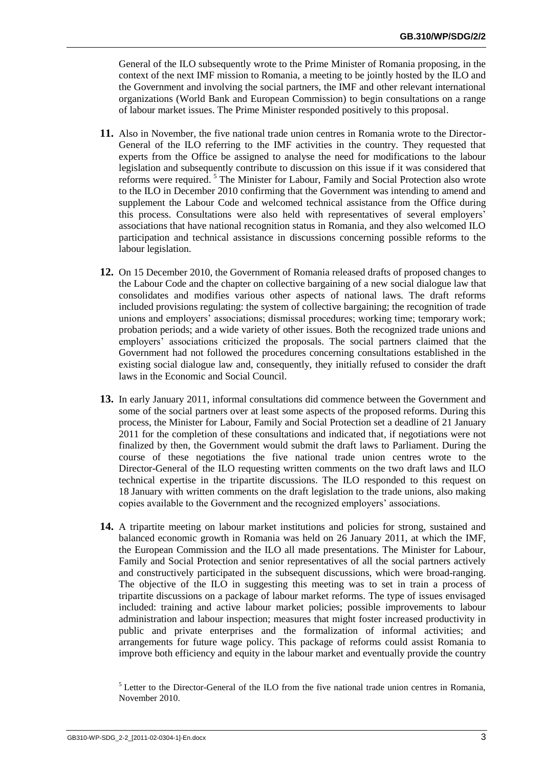General of the ILO subsequently wrote to the Prime Minister of Romania proposing, in the context of the next IMF mission to Romania, a meeting to be jointly hosted by the ILO and the Government and involving the social partners, the IMF and other relevant international organizations (World Bank and European Commission) to begin consultations on a range of labour market issues. The Prime Minister responded positively to this proposal.

**11.** Also in November, the five national trade union centres in Romania wrote to the Director-General of the ILO referring to the IMF activities in the country. They requested that experts from the Office be assigned to analyse the need for modifications to the labour legislation and subsequently contribute to discussion on this issue if it was considered that reforms were required. [5] The Minister for Labour, Family and Social Protection also wrote to the ILO in December 2010 confirming that the Government was intending to amend and supplement the Labour Code and welcomed technical assistance from the Office during this process. Consultations were also held with representatives of several employers' associations that have national recognition status in Romania, and they also welcomed ILO participation and technical assistance in discussions concerning possible reforms to the labour legislation.

**12.** On 15 December 2010, the Government of Romania released drafts of proposed changes to the Labour Code and the chapter on collective bargaining of a new social dialogue law that consolidates and modifies various other aspects of national laws. The draft reforms included provisions regulating: the system of collective bargaining; the recognition of trade unions and employers' associations; dismissal procedures; working time; temporary work; probation periods; and a wide variety of other issues. Both the recognized trade unions and employers' associations criticized the proposals. The social partners claimed that the Government had not followed the procedures concerning consultations established in the existing social dialogue law and, consequently, they initially refused to consider the draft laws in the Economic and Social Council.

**13.** In early January 2011, informal consultations did commence between the Government and some of the social partners over at least some aspects of the proposed reforms. During this process, the Minister for Labour, Family and Social Protection set a deadline of 21 January 2011 for the completion of these consultations and indicated that, if negotiations were not finalized by then, the Government would submit the draft laws to Parliament. During the course of these negotiations the five national trade union centres wrote to the Director-General of the ILO requesting written comments on the two draft laws and ILO technical expertise in the tripartite discussions. The ILO responded to this request on 18 January with written comments on the draft legislation to the trade unions, also making copies available to the Government and the recognized employers' associations.

**14.** A tripartite meeting on labour market institutions and policies for strong, sustained and balanced economic growth in Romania was held on 26 January 2011, at which the IMF, the European Commission and the ILO all made presentations. The Minister for Labour, Family and Social Protection and senior representatives of all the social partners actively and constructively participated in the subsequent discussions, which were broad-ranging. The objective of the ILO in suggesting this meeting was to set in train a process of tripartite discussions on a package of labour market reforms. The type of issues envisaged included: training and active labour market policies; possible improvements to labour administration and labour inspection; measures that might foster increased productivity in public and private enterprises and the formalization of informal activities; and arrangements for future wage policy. This package of reforms could assist Romania to improve both efficiency and equity in the labour market and eventually provide the country

[5] Letter to the Director-General of the ILO from the five national trade union centres in Romania, November 2010.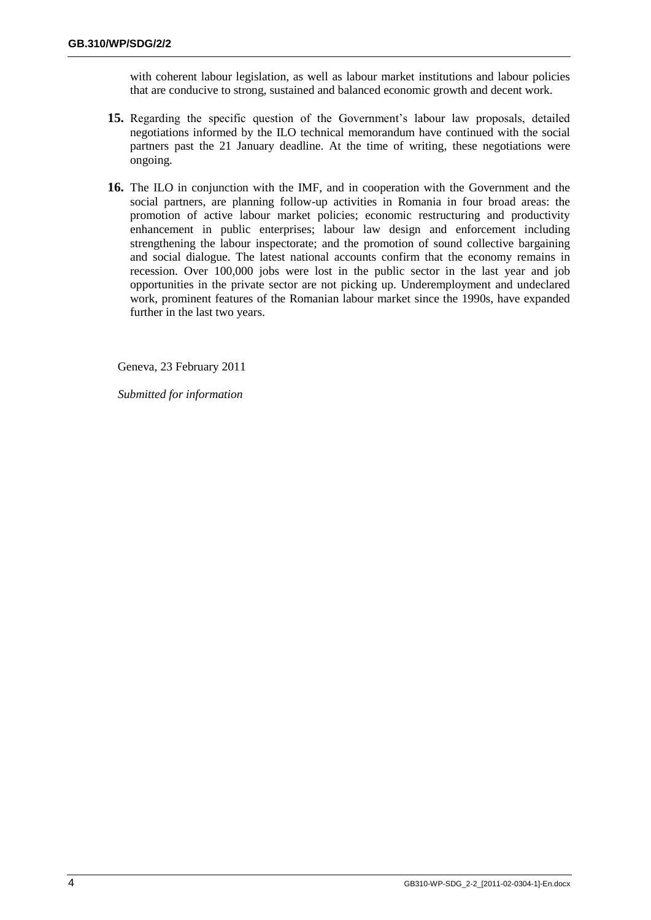with coherent labour legislation, as well as labour market institutions and labour policies that are conducive to strong, sustained and balanced economic growth and decent work.

**15.** Regarding the specific question of the Government's labour law proposals, detailed negotiations informed by the ILO technical memorandum have continued with the social partners past the 21 January deadline. At the time of writing, these negotiations were ongoing.

**16.** The ILO in conjunction with the IMF, and in cooperation with the Government and the social partners, are planning follow-up activities in Romania in four broad areas: the promotion of active labour market policies; economic restructuring and productivity enhancement in public enterprises; labour law design and enforcement including strengthening the labour inspectorate; and the promotion of sound collective bargaining and social dialogue. The latest national accounts confirm that the economy remains in recession. Over 100,000 jobs were lost in the public sector in the last year and job opportunities in the private sector are not picking up. Underemployment and undeclared work, prominent features of the Romanian labour market since the 1990s, have expanded further in the last two years.

Geneva, 23 February 2011

*Submitted for information*